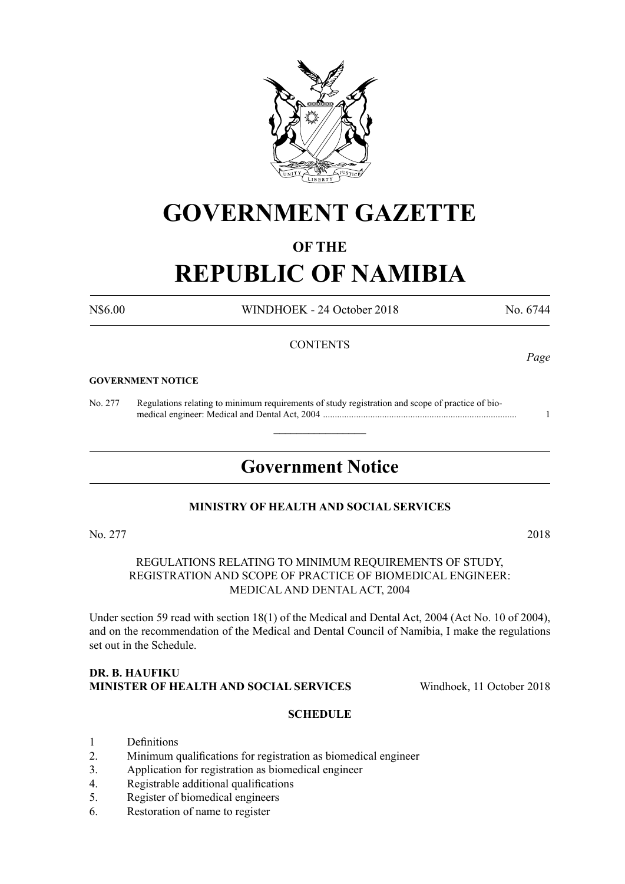# GOVERNMENT GAZETTE

## OF THE

# REPUBLIC OF NAMIBIA

N$6.00 WINDHOEK - 24 October 2018 No. 6744

CONTENTS

*Page*

**GOVERNMENT NOTICE**

No. 277 Regulations relating to minimum requirements of study registration and scope of practice of biomedical engineer: Medical and Dental Act, 2004 ................................................................................. 1

---

## Government Notice

**MINISTRY OF HEALTH AND SOCIAL SERVICES**

No. 277 2018

REGULATIONS RELATING TO MINIMUM REQUIREMENTS OF STUDY, REGISTRATION AND SCOPE OF PRACTICE OF BIOMEDICAL ENGINEER: MEDICAL AND DENTAL ACT, 2004

Under section 59 read with section 18(1) of the Medical and Dental Act, 2004 (Act No. 10 of 2004), and on the recommendation of the Medical and Dental Council of Namibia, I make the regulations set out in the Schedule.

**DR. B. HAUFIKU**
**MINISTER OF HEALTH AND SOCIAL SERVICES** Windhoek, 11 October 2018

**SCHEDULE**

1 Definitions
2. Minimum qualifications for registration as biomedical engineer
3. Application for registration as biomedical engineer
4. Registrable additional qualifications
5. Register of biomedical engineers
6. Restoration of name to register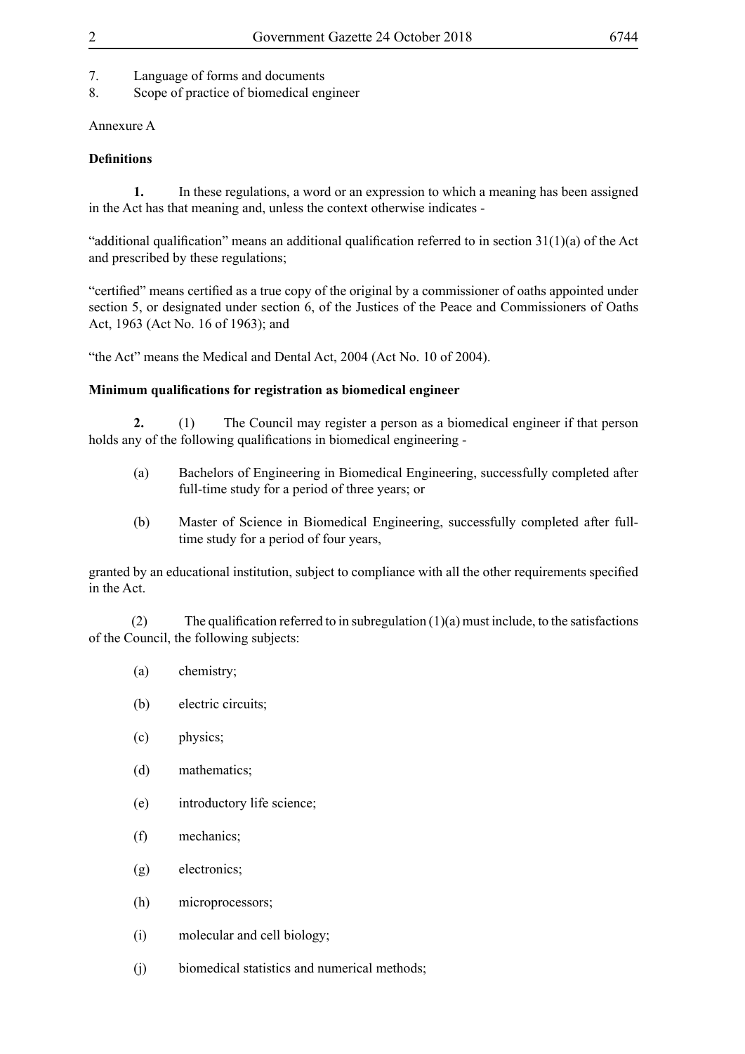7. Language of forms and documents
8. Scope of practice of biomedical engineer

Annexure A

**Definitions**

**1.** In these regulations, a word or an expression to which a meaning has been assigned in the Act has that meaning and, unless the context otherwise indicates -

"additional qualification" means an additional qualification referred to in section 31(1)(a) of the Act and prescribed by these regulations;

"certified" means certified as a true copy of the original by a commissioner of oaths appointed under section 5, or designated under section 6, of the Justices of the Peace and Commissioners of Oaths Act, 1963 (Act No. 16 of 1963); and

"the Act" means the Medical and Dental Act, 2004 (Act No. 10 of 2004).

**Minimum qualifications for registration as biomedical engineer**

**2.** (1) The Council may register a person as a biomedical engineer if that person holds any of the following qualifications in biomedical engineering -

(a) Bachelors of Engineering in Biomedical Engineering, successfully completed after full-time study for a period of three years; or

(b) Master of Science in Biomedical Engineering, successfully completed after full-time study for a period of four years,

granted by an educational institution, subject to compliance with all the other requirements specified in the Act.

(2) The qualification referred to in subregulation (1)(a) must include, to the satisfactions of the Council, the following subjects:

(a) chemistry;

(b) electric circuits;

(c) physics;

(d) mathematics;

(e) introductory life science;

(f) mechanics;

(g) electronics;

(h) microprocessors;

(i) molecular and cell biology;

(j) biomedical statistics and numerical methods;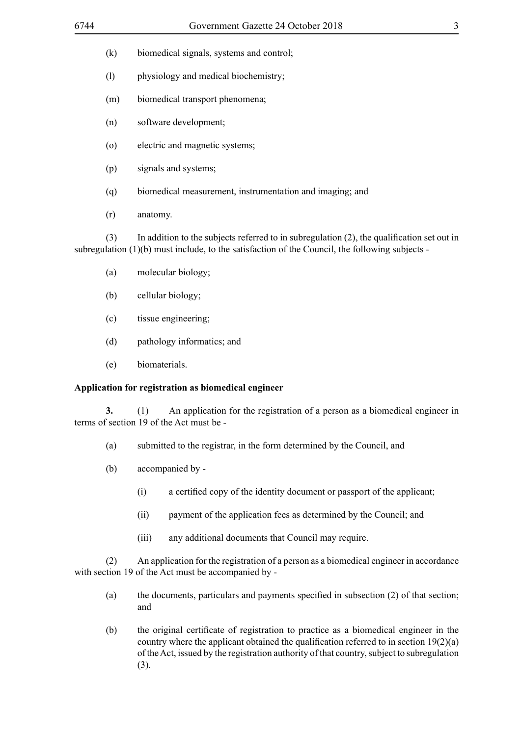(k) biomedical signals, systems and control;

(l) physiology and medical biochemistry;

(m) biomedical transport phenomena;

(n) software development;

(o) electric and magnetic systems;

(p) signals and systems;

(q) biomedical measurement, instrumentation and imaging; and

(r) anatomy.

(3) In addition to the subjects referred to in subregulation (2), the qualification set out in subregulation (1)(b) must include, to the satisfaction of the Council, the following subjects -

(a) molecular biology;

(b) cellular biology;

(c) tissue engineering;

(d) pathology informatics; and

(e) biomaterials.

**Application for registration as biomedical engineer**

**3.** (1) An application for the registration of a person as a biomedical engineer in terms of section 19 of the Act must be -

(a) submitted to the registrar, in the form determined by the Council, and

(b) accompanied by -

(i) a certified copy of the identity document or passport of the applicant;

(ii) payment of the application fees as determined by the Council; and

(iii) any additional documents that Council may require.

(2) An application for the registration of a person as a biomedical engineer in accordance with section 19 of the Act must be accompanied by -

(a) the documents, particulars and payments specified in subsection (2) of that section; and

(b) the original certificate of registration to practice as a biomedical engineer in the country where the applicant obtained the qualification referred to in section 19(2)(a) of the Act, issued by the registration authority of that country, subject to subregulation (3).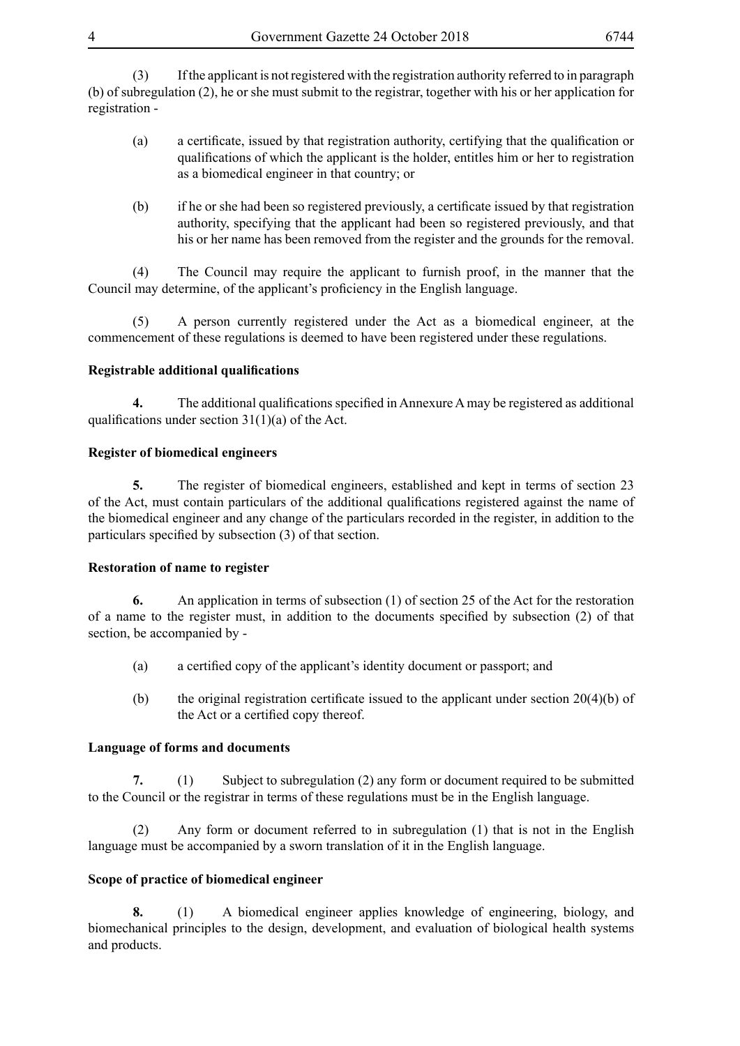(3) If the applicant is not registered with the registration authority referred to in paragraph (b) of subregulation (2), he or she must submit to the registrar, together with his or her application for registration -

(a) a certificate, issued by that registration authority, certifying that the qualification or qualifications of which the applicant is the holder, entitles him or her to registration as a biomedical engineer in that country; or

(b) if he or she had been so registered previously, a certificate issued by that registration authority, specifying that the applicant had been so registered previously, and that his or her name has been removed from the register and the grounds for the removal.

(4) The Council may require the applicant to furnish proof, in the manner that the Council may determine, of the applicant's proficiency in the English language.

(5) A person currently registered under the Act as a biomedical engineer, at the commencement of these regulations is deemed to have been registered under these regulations.

**Registrable additional qualifications**

**4.** The additional qualifications specified in Annexure A may be registered as additional qualifications under section 31(1)(a) of the Act.

**Register of biomedical engineers**

**5.** The register of biomedical engineers, established and kept in terms of section 23 of the Act, must contain particulars of the additional qualifications registered against the name of the biomedical engineer and any change of the particulars recorded in the register, in addition to the particulars specified by subsection (3) of that section.

**Restoration of name to register**

**6.** An application in terms of subsection (1) of section 25 of the Act for the restoration of a name to the register must, in addition to the documents specified by subsection (2) of that section, be accompanied by -

(a) a certified copy of the applicant's identity document or passport; and

(b) the original registration certificate issued to the applicant under section 20(4)(b) of the Act or a certified copy thereof.

**Language of forms and documents**

**7.** (1) Subject to subregulation (2) any form or document required to be submitted to the Council or the registrar in terms of these regulations must be in the English language.

(2) Any form or document referred to in subregulation (1) that is not in the English language must be accompanied by a sworn translation of it in the English language.

**Scope of practice of biomedical engineer**

**8.** (1) A biomedical engineer applies knowledge of engineering, biology, and biomechanical principles to the design, development, and evaluation of biological health systems and products.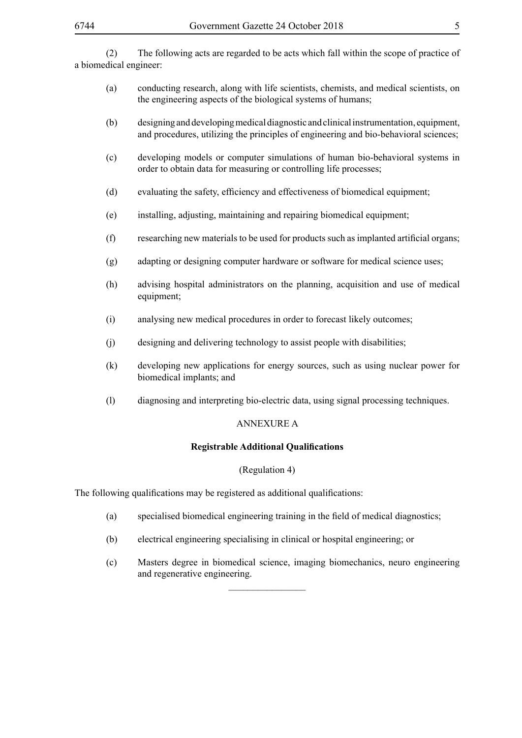(2) The following acts are regarded to be acts which fall within the scope of practice of a biomedical engineer:

(a) conducting research, along with life scientists, chemists, and medical scientists, on the engineering aspects of the biological systems of humans;

(b) designing and developing medical diagnostic and clinical instrumentation, equipment, and procedures, utilizing the principles of engineering and bio-behavioral sciences;

(c) developing models or computer simulations of human bio-behavioral systems in order to obtain data for measuring or controlling life processes;

(d) evaluating the safety, efficiency and effectiveness of biomedical equipment;

(e) installing, adjusting, maintaining and repairing biomedical equipment;

(f) researching new materials to be used for products such as implanted artificial organs;

(g) adapting or designing computer hardware or software for medical science uses;

(h) advising hospital administrators on the planning, acquisition and use of medical equipment;

(i) analysing new medical procedures in order to forecast likely outcomes;

(j) designing and delivering technology to assist people with disabilities;

(k) developing new applications for energy sources, such as using nuclear power for biomedical implants; and

(l) diagnosing and interpreting bio-electric data, using signal processing techniques.

## ANNEXURE A

### Registrable Additional Qualifications

(Regulation 4)

The following qualifications may be registered as additional qualifications:

(a) specialised biomedical engineering training in the field of medical diagnostics;

(b) electrical engineering specialising in clinical or hospital engineering; or

(c) Masters degree in biomedical science, imaging biomechanics, neuro engineering and regenerative engineering.

---